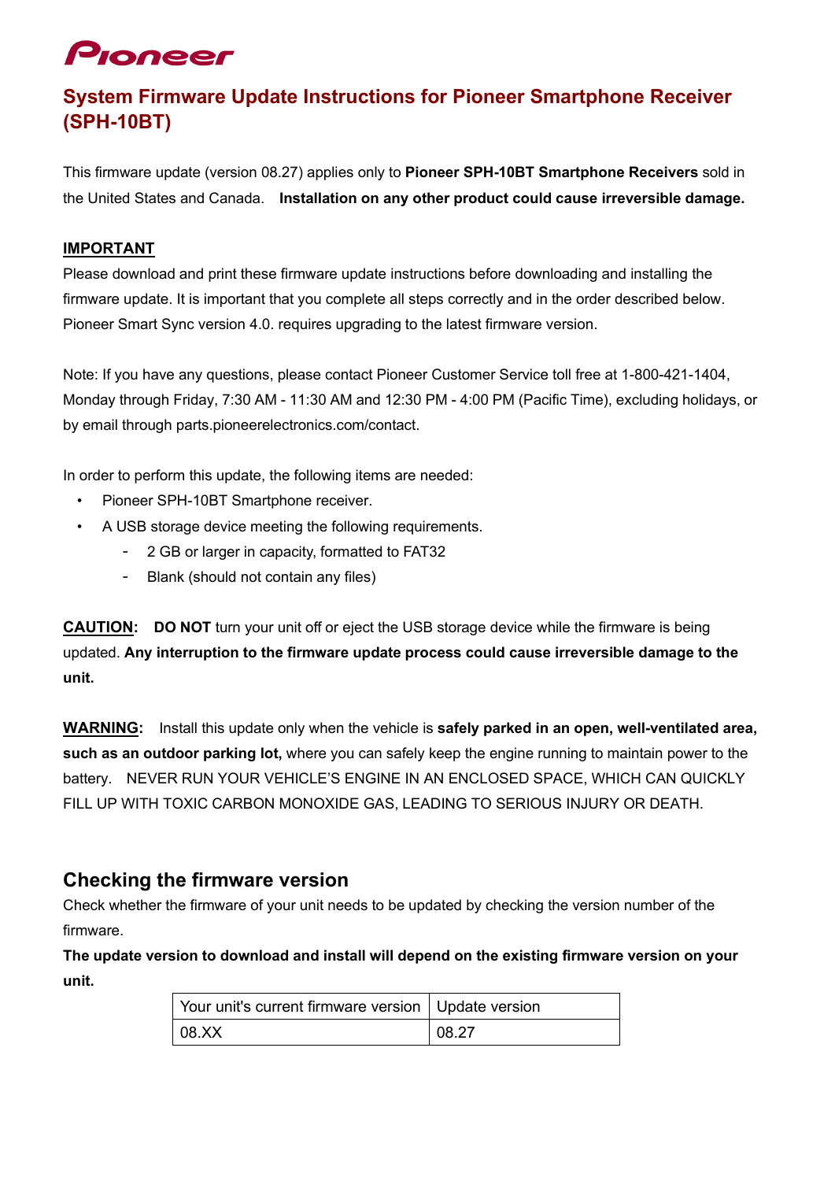# Pioneer

## System Firmware Update Instructions for Pioneer Smartphone Receiver (SPH-10BT)

This firmware update (version 08.27) applies only to **Pioneer SPH-10BT Smartphone Receivers** sold in the United States and Canada. **Installation on any other product could cause irreversible damage.**

**IMPORTANT**

Please download and print these firmware update instructions before downloading and installing the firmware update. It is important that you complete all steps correctly and in the order described below. Pioneer Smart Sync version 4.0. requires upgrading to the latest firmware version.

Note: If you have any questions, please contact Pioneer Customer Service toll free at 1-800-421-1404, Monday through Friday, 7:30 AM - 11:30 AM and 12:30 PM - 4:00 PM (Pacific Time), excluding holidays, or by email through parts.pioneerelectronics.com/contact.

In order to perform this update, the following items are needed:

- Pioneer SPH-10BT Smartphone receiver.
- A USB storage device meeting the following requirements.
  - 2 GB or larger in capacity, formatted to FAT32
  - Blank (should not contain any files)

**CAUTION**: **DO NOT** turn your unit off or eject the USB storage device while the firmware is being updated. **Any interruption to the firmware update process could cause irreversible damage to the unit.**

**WARNING**: Install this update only when the vehicle is **safely parked in an open, well-ventilated area, such as an outdoor parking lot,** where you can safely keep the engine running to maintain power to the battery. NEVER RUN YOUR VEHICLE'S ENGINE IN AN ENCLOSED SPACE, WHICH CAN QUICKLY FILL UP WITH TOXIC CARBON MONOXIDE GAS, LEADING TO SERIOUS INJURY OR DEATH.

## Checking the firmware version

Check whether the firmware of your unit needs to be updated by checking the version number of the firmware.

**The update version to download and install will depend on the existing firmware version on your unit.**

| Your unit's current firmware version | Update version |
|---|---|
| 08.XX | 08.27 |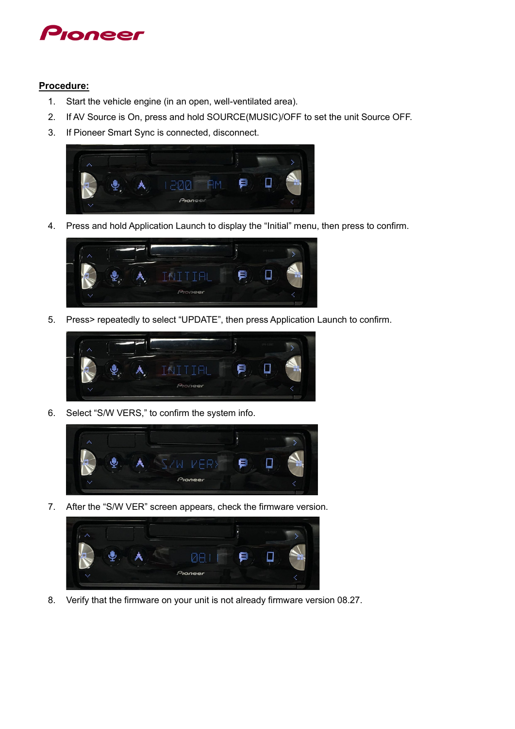**Procedure:**

1. Start the vehicle engine (in an open, well-ventilated area).
2. If AV Source is On, press and hold SOURCE(MUSIC)/OFF to set the unit Source OFF.
3. If Pioneer Smart Sync is connected, disconnect.
4. Press and hold Application Launch to display the "Initial" menu, then press to confirm.
5. Press> repeatedly to select "UPDATE", then press Application Launch to confirm.
6. Select "S/W VERS," to confirm the system info.
7. After the "S/W VER" screen appears, check the firmware version.
8. Verify that the firmware on your unit is not already firmware version 08.27.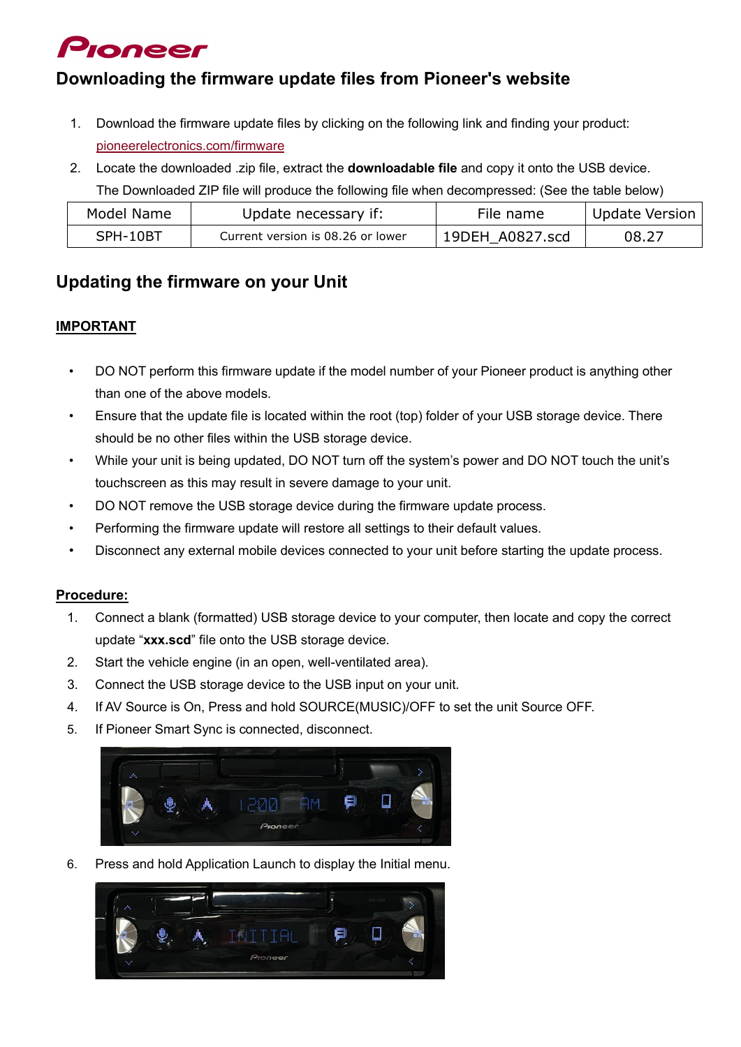# Downloading the firmware update files from Pioneer's website

1. Download the firmware update files by clicking on the following link and finding your product: pioneerelectronics.com/firmware
2. Locate the downloaded .zip file, extract the **downloadable file** and copy it onto the USB device. The Downloaded ZIP file will produce the following file when decompressed: (See the table below)

| Model Name | Update necessary if: | File name | Update Version |
|---|---|---|---|
| SPH-10BT | Current version is 08.26 or lower | 19DEH_A0827.scd | 08.27 |

## Updating the firmware on your Unit

**IMPORTANT**

- DO NOT perform this firmware update if the model number of your Pioneer product is anything other than one of the above models.
- Ensure that the update file is located within the root (top) folder of your USB storage device. There should be no other files within the USB storage device.
- While your unit is being updated, DO NOT turn off the system's power and DO NOT touch the unit's touchscreen as this may result in severe damage to your unit.
- DO NOT remove the USB storage device during the firmware update process.
- Performing the firmware update will restore all settings to their default values.
- Disconnect any external mobile devices connected to your unit before starting the update process.

**Procedure:**

1. Connect a blank (formatted) USB storage device to your computer, then locate and copy the correct update "**xxx.scd**" file onto the USB storage device.
2. Start the vehicle engine (in an open, well-ventilated area).
3. Connect the USB storage device to the USB input on your unit.
4. If AV Source is On, Press and hold SOURCE(MUSIC)/OFF to set the unit Source OFF.
5. If Pioneer Smart Sync is connected, disconnect.
6. Press and hold Application Launch to display the Initial menu.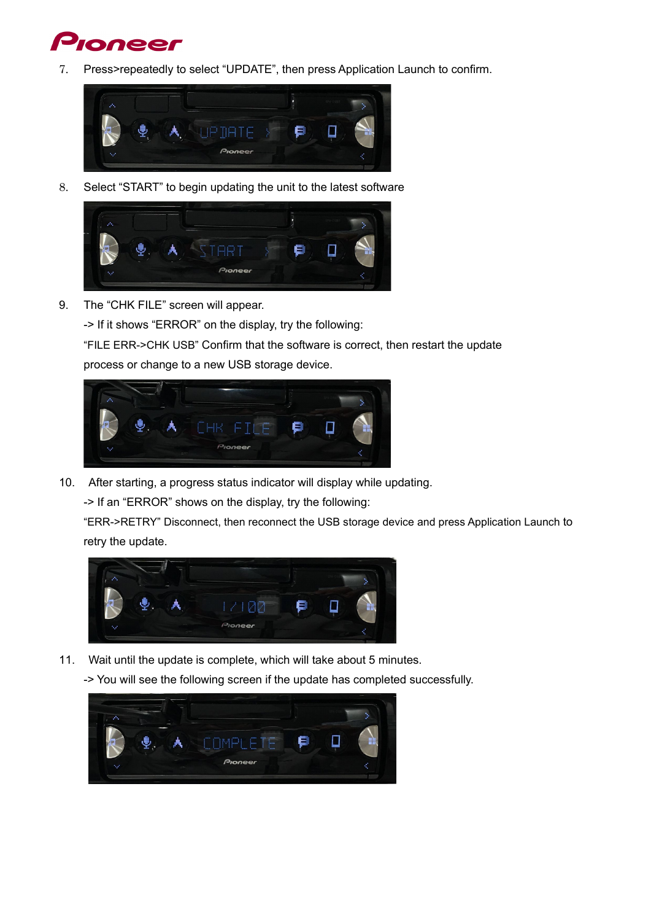7. Press>repeatedly to select "UPDATE", then press Application Launch to confirm.

8. Select "START" to begin updating the unit to the latest software

9. The "CHK FILE" screen will appear.
   -> If it shows "ERROR" on the display, try the following:
   "FILE ERR->CHK USB" Confirm that the software is correct, then restart the update process or change to a new USB storage device.

10. After starting, a progress status indicator will display while updating.
    -> If an "ERROR" shows on the display, try the following:
    "ERR->RETRY" Disconnect, then reconnect the USB storage device and press Application Launch to retry the update.

11. Wait until the update is complete, which will take about 5 minutes.
    -> You will see the following screen if the update has completed successfully.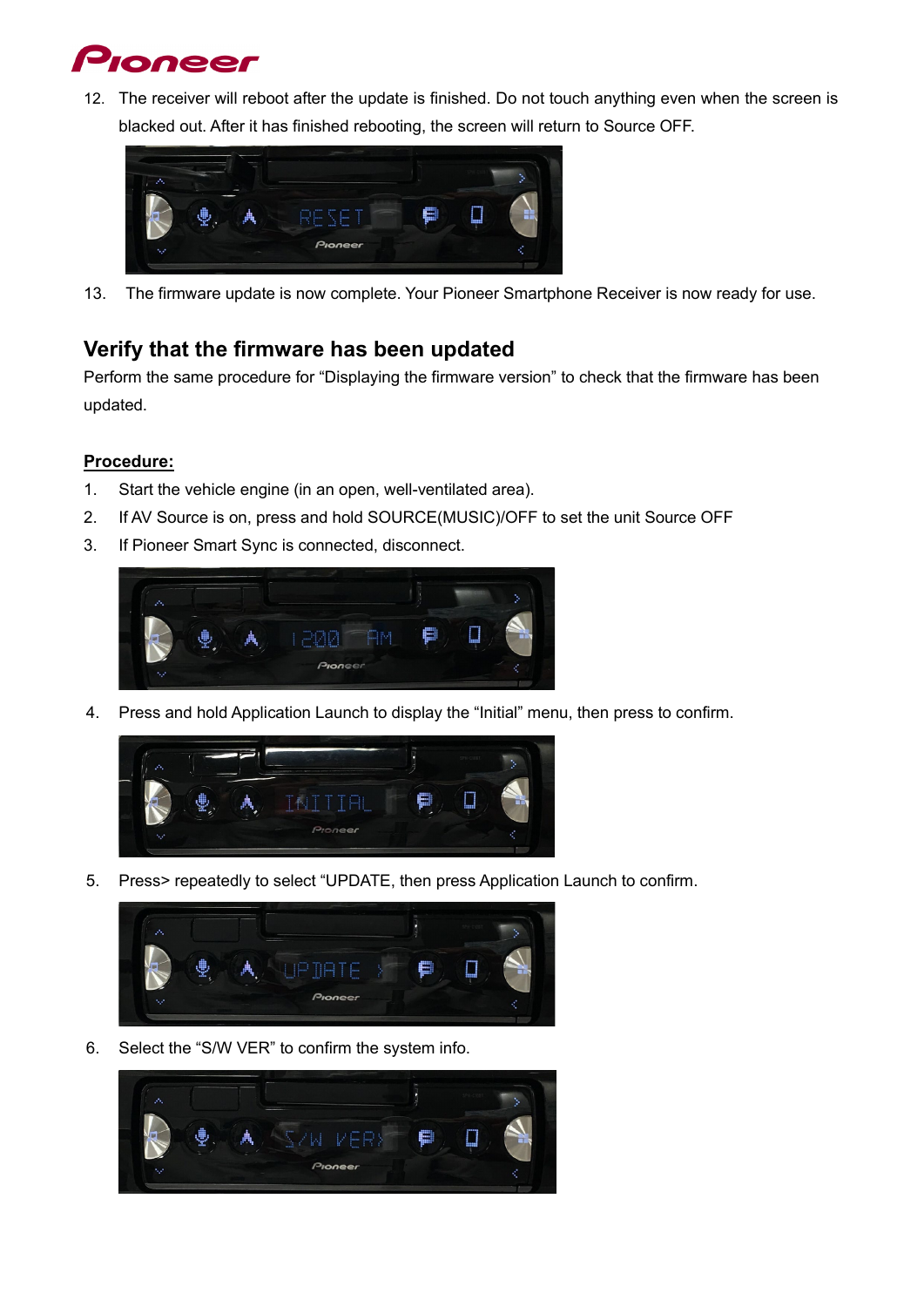12. The receiver will reboot after the update is finished. Do not touch anything even when the screen is blacked out. After it has finished rebooting, the screen will return to Source OFF.

13. The firmware update is now complete. Your Pioneer Smartphone Receiver is now ready for use.

## Verify that the firmware has been updated

Perform the same procedure for "Displaying the firmware version" to check that the firmware has been updated.

**Procedure:**

1. Start the vehicle engine (in an open, well-ventilated area).
2. If AV Source is on, press and hold SOURCE(MUSIC)/OFF to set the unit Source OFF
3. If Pioneer Smart Sync is connected, disconnect.
4. Press and hold Application Launch to display the "Initial" menu, then press to confirm.
5. Press> repeatedly to select "UPDATE, then press Application Launch to confirm.
6. Select the "S/W VER" to confirm the system info.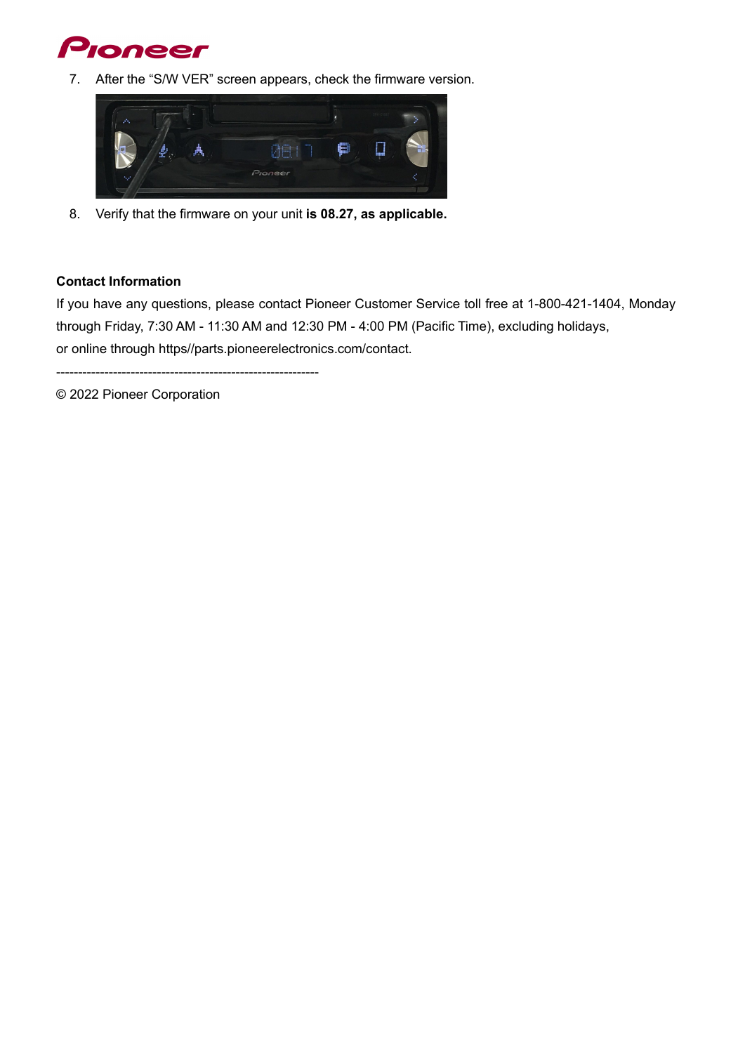7. After the "S/W VER" screen appears, check the firmware version.

8. Verify that the firmware on your unit **is 08.27, as applicable.**

**Contact Information**

If you have any questions, please contact Pioneer Customer Service toll free at 1-800-421-1404, Monday through Friday, 7:30 AM - 11:30 AM and 12:30 PM - 4:00 PM (Pacific Time), excluding holidays, or online through https//parts.pioneerelectronics.com/contact.

------------------------------------------------------------

© 2022 Pioneer Corporation